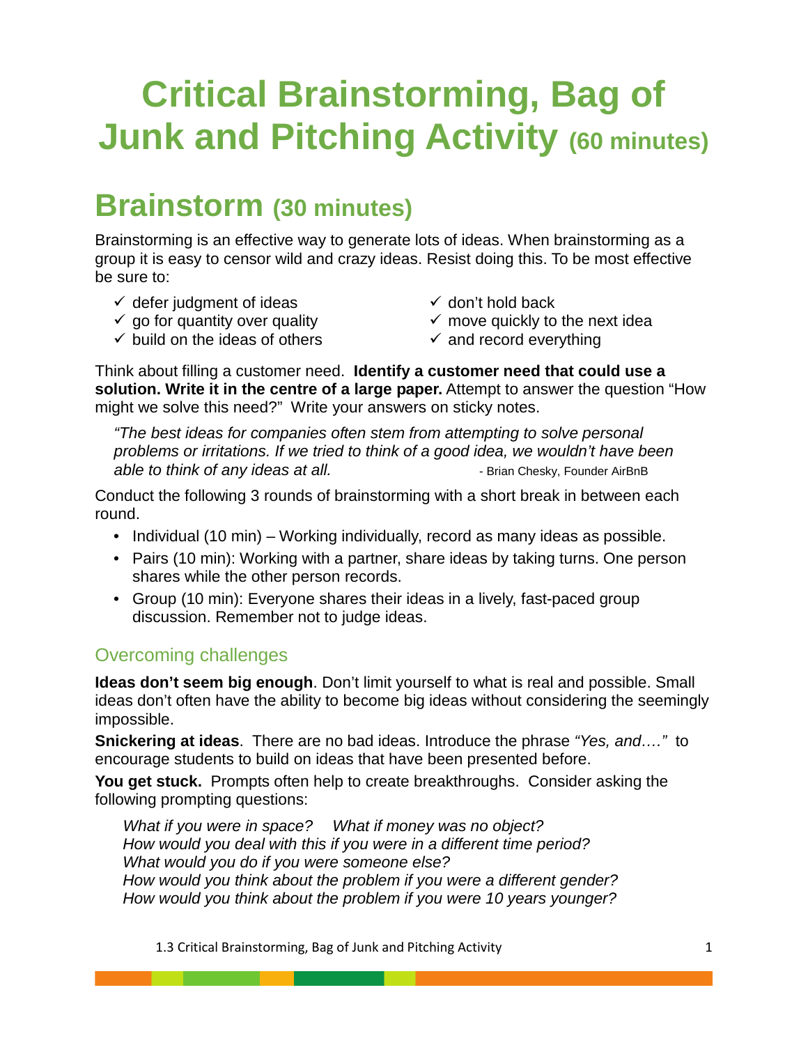# Critical Brainstorming, Bag of Junk and Pitching Activity (60 minutes)

## Brainstorm (30 minutes)

Brainstorming is an effective way to generate lots of ideas. When brainstorming as a group it is easy to censor wild and crazy ideas. Resist doing this. To be most effective be sure to:

- ✓ defer judgment of ideas
- ✓ go for quantity over quality
- ✓ build on the ideas of others
- ✓ don't hold back
- ✓ move quickly to the next idea
- ✓ and record everything

Think about filling a customer need. **Identify a customer need that could use a solution. Write it in the centre of a large paper.** Attempt to answer the question "How might we solve this need?" Write your answers on sticky notes.

> *"The best ideas for companies often stem from attempting to solve personal problems or irritations. If we tried to think of a good idea, we wouldn't have been able to think of any ideas at all.* - Brian Chesky, Founder AirBnB

Conduct the following 3 rounds of brainstorming with a short break in between each round.

- Individual (10 min) – Working individually, record as many ideas as possible.
- Pairs (10 min): Working with a partner, share ideas by taking turns. One person shares while the other person records.
- Group (10 min): Everyone shares their ideas in a lively, fast-paced group discussion. Remember not to judge ideas.

### Overcoming challenges

**Ideas don't seem big enough**. Don't limit yourself to what is real and possible. Small ideas don't often have the ability to become big ideas without considering the seemingly impossible.

**Snickering at ideas**. There are no bad ideas. Introduce the phrase *"Yes, and…."* to encourage students to build on ideas that have been presented before.

**You get stuck.** Prompts often help to create breakthroughs. Consider asking the following prompting questions:

*What if you were in space?* *What if money was no object?*
*How would you deal with this if you were in a different time period?*
*What would you do if you were someone else?*
*How would you think about the problem if you were a different gender?*
*How would you think about the problem if you were 10 years younger?*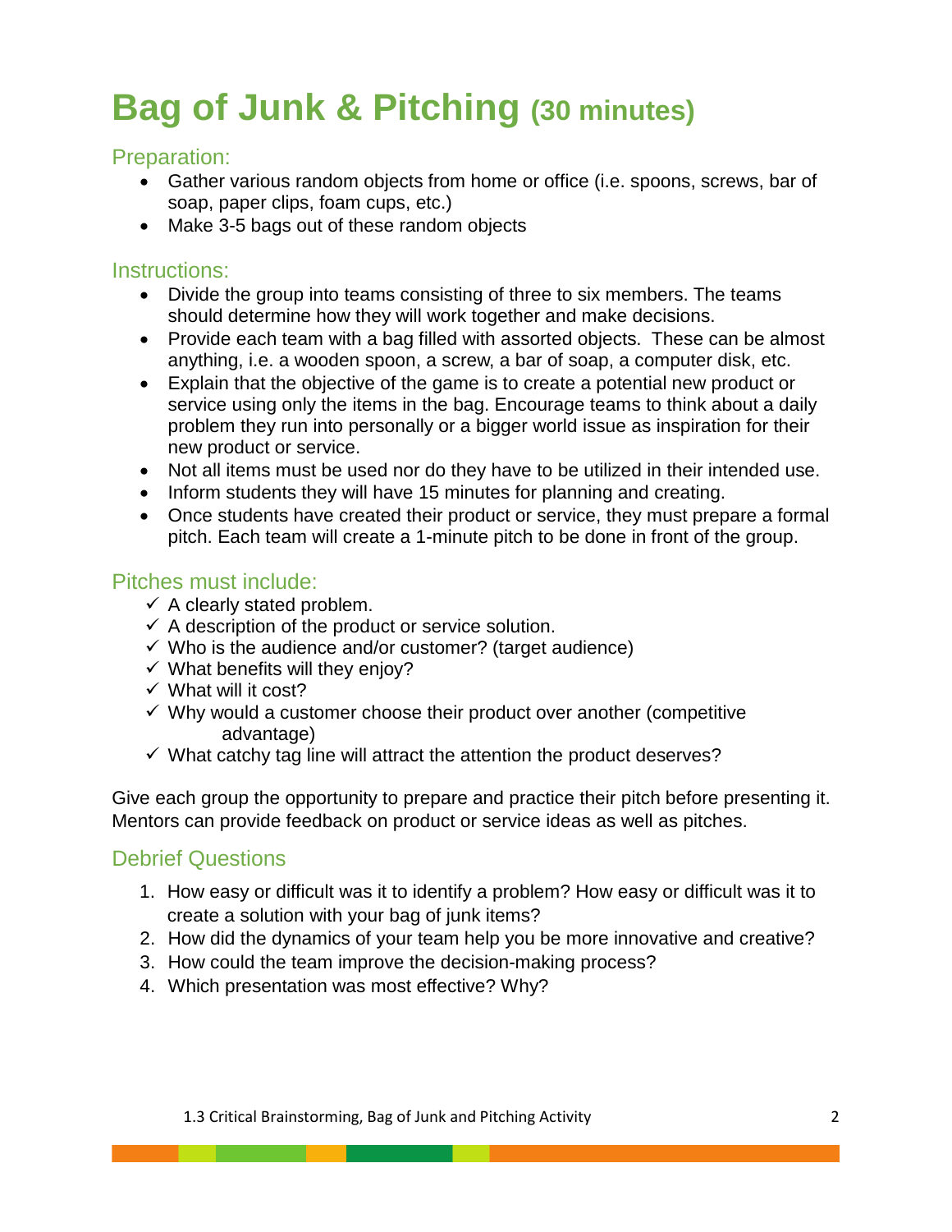# Bag of Junk & Pitching (30 minutes)

## Preparation:

- Gather various random objects from home or office (i.e. spoons, screws, bar of soap, paper clips, foam cups, etc.)
- Make 3-5 bags out of these random objects

## Instructions:

- Divide the group into teams consisting of three to six members. The teams should determine how they will work together and make decisions.
- Provide each team with a bag filled with assorted objects. These can be almost anything, i.e. a wooden spoon, a screw, a bar of soap, a computer disk, etc.
- Explain that the objective of the game is to create a potential new product or service using only the items in the bag. Encourage teams to think about a daily problem they run into personally or a bigger world issue as inspiration for their new product or service.
- Not all items must be used nor do they have to be utilized in their intended use.
- Inform students they will have 15 minutes for planning and creating.
- Once students have created their product or service, they must prepare a formal pitch. Each team will create a 1-minute pitch to be done in front of the group.

## Pitches must include:

- ✓ A clearly stated problem.
- ✓ A description of the product or service solution.
- ✓ Who is the audience and/or customer? (target audience)
- ✓ What benefits will they enjoy?
- ✓ What will it cost?
- ✓ Why would a customer choose their product over another (competitive advantage)
- ✓ What catchy tag line will attract the attention the product deserves?

Give each group the opportunity to prepare and practice their pitch before presenting it. Mentors can provide feedback on product or service ideas as well as pitches.

## Debrief Questions

1. How easy or difficult was it to identify a problem? How easy or difficult was it to create a solution with your bag of junk items?
2. How did the dynamics of your team help you be more innovative and creative?
3. How could the team improve the decision-making process?
4. Which presentation was most effective? Why?